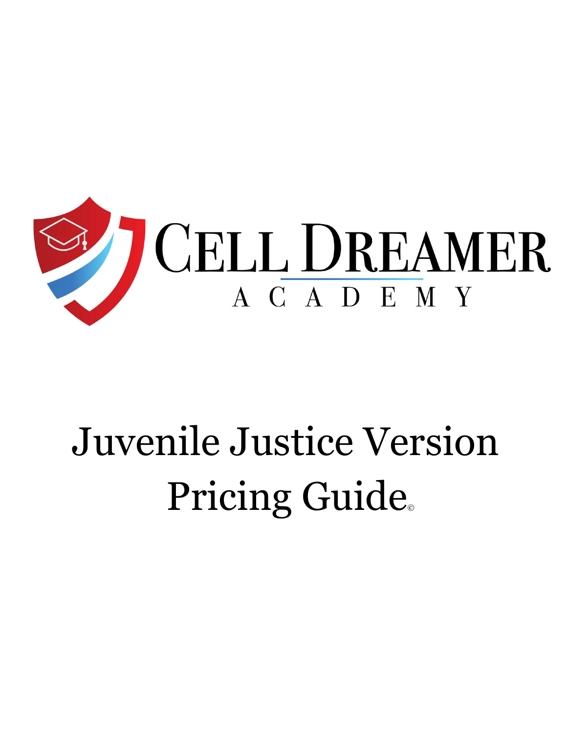# CELL DREAMER
## ACADEMY

# Juvenile Justice Version Pricing Guide©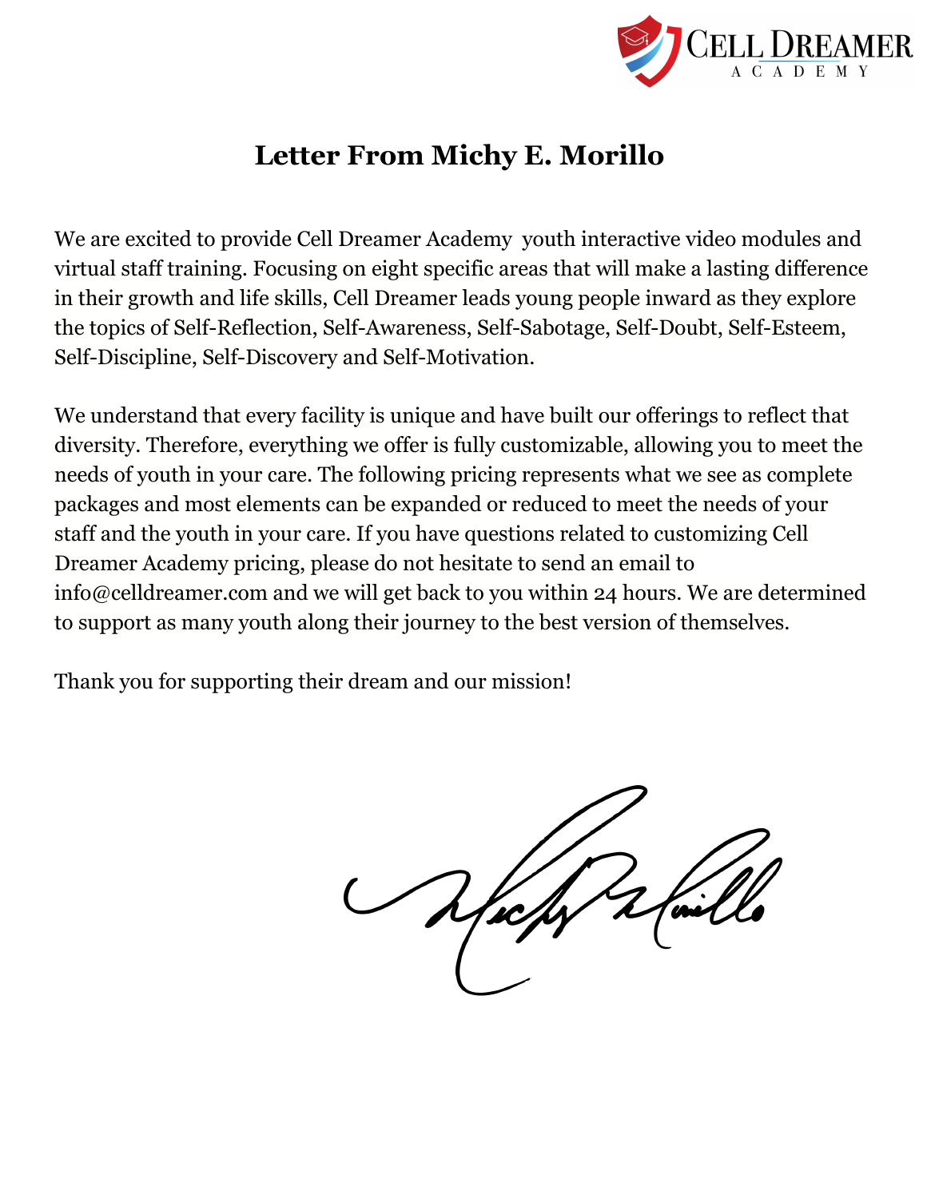# Letter From Michy E. Morillo

We are excited to provide Cell Dreamer Academy youth interactive video modules and virtual staff training. Focusing on eight specific areas that will make a lasting difference in their growth and life skills, Cell Dreamer leads young people inward as they explore the topics of Self-Reflection, Self-Awareness, Self-Sabotage, Self-Doubt, Self-Esteem, Self-Discipline, Self-Discovery and Self-Motivation.

We understand that every facility is unique and have built our offerings to reflect that diversity. Therefore, everything we offer is fully customizable, allowing you to meet the needs of youth in your care. The following pricing represents what we see as complete packages and most elements can be expanded or reduced to meet the needs of your staff and the youth in your care. If you have questions related to customizing Cell Dreamer Academy pricing, please do not hesitate to send an email to info@celldreamer.com and we will get back to you within 24 hours. We are determined to support as many youth along their journey to the best version of themselves.

Thank you for supporting their dream and our mission!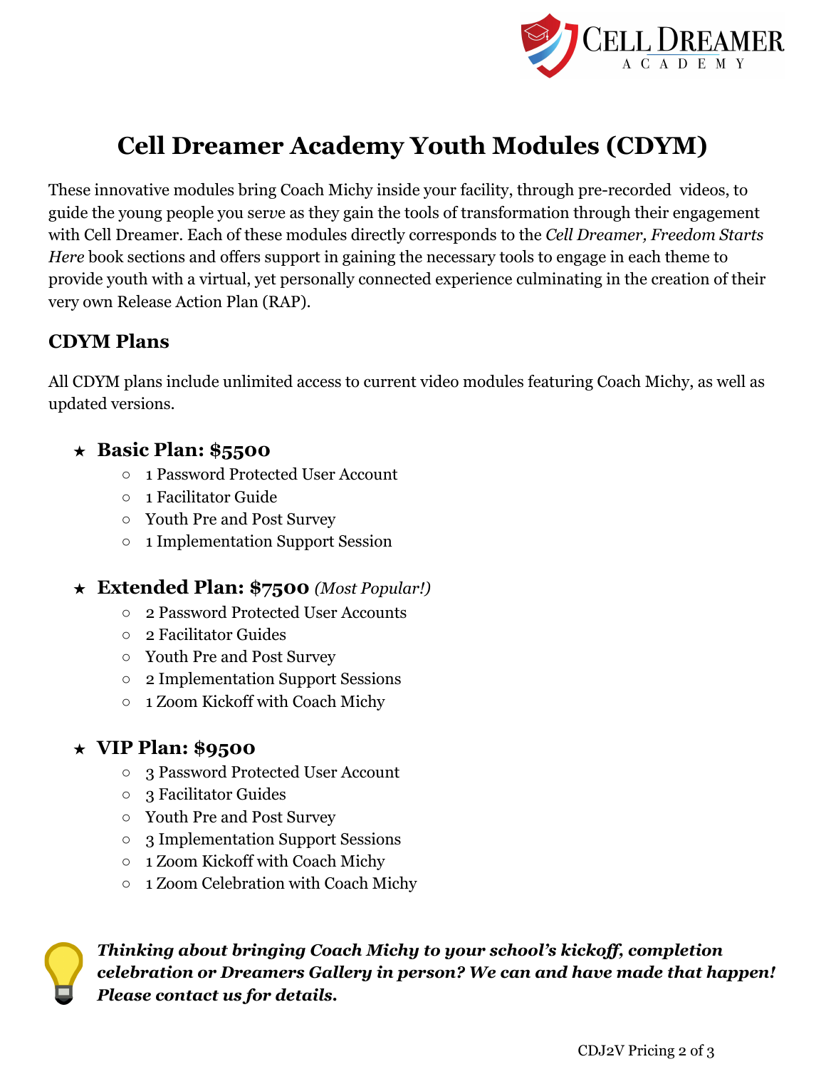# Cell Dreamer Academy Youth Modules (CDYM)

These innovative modules bring Coach Michy inside your facility, through pre-recorded videos, to guide the young people you serve as they gain the tools of transformation through their engagement with Cell Dreamer. Each of these modules directly corresponds to the *Cell Dreamer, Freedom Starts Here* book sections and offers support in gaining the necessary tools to engage in each theme to provide youth with a virtual, yet personally connected experience culminating in the creation of their very own Release Action Plan (RAP).

## CDYM Plans

All CDYM plans include unlimited access to current video modules featuring Coach Michy, as well as updated versions.

- **Basic Plan: $5500**
  - 1 Password Protected User Account
  - 1 Facilitator Guide
  - Youth Pre and Post Survey
  - 1 Implementation Support Session
- **Extended Plan: $7500** *(Most Popular!)*
  - 2 Password Protected User Accounts
  - 2 Facilitator Guides
  - Youth Pre and Post Survey
  - 2 Implementation Support Sessions
  - 1 Zoom Kickoff with Coach Michy
- **VIP Plan: $9500**
  - 3 Password Protected User Account
  - 3 Facilitator Guides
  - Youth Pre and Post Survey
  - 3 Implementation Support Sessions
  - 1 Zoom Kickoff with Coach Michy
  - 1 Zoom Celebration with Coach Michy

***Thinking about bringing Coach Michy to your school's kickoff, completion celebration or Dreamers Gallery in person? We can and have made that happen! Please contact us for details.***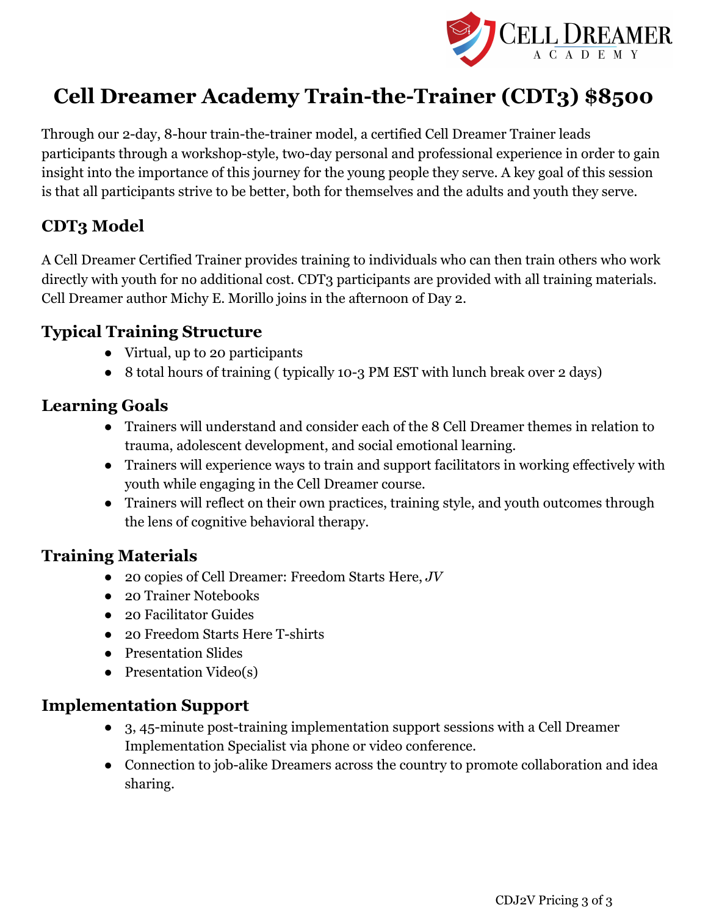# Cell Dreamer Academy Train-the-Trainer (CDT3) $8500

Through our 2-day, 8-hour train-the-trainer model, a certified Cell Dreamer Trainer leads participants through a workshop-style, two-day personal and professional experience in order to gain insight into the importance of this journey for the young people they serve. A key goal of this session is that all participants strive to be better, both for themselves and the adults and youth they serve.

## CDT3 Model

A Cell Dreamer Certified Trainer provides training to individuals who can then train others who work directly with youth for no additional cost. CDT3 participants are provided with all training materials. Cell Dreamer author Michy E. Morillo joins in the afternoon of Day 2.

## Typical Training Structure

- Virtual, up to 20 participants
- 8 total hours of training ( typically 10-3 PM EST with lunch break over 2 days)

## Learning Goals

- Trainers will understand and consider each of the 8 Cell Dreamer themes in relation to trauma, adolescent development, and social emotional learning.
- Trainers will experience ways to train and support facilitators in working effectively with youth while engaging in the Cell Dreamer course.
- Trainers will reflect on their own practices, training style, and youth outcomes through the lens of cognitive behavioral therapy.

## Training Materials

- 20 copies of Cell Dreamer: Freedom Starts Here, *JV*
- 20 Trainer Notebooks
- 20 Facilitator Guides
- 20 Freedom Starts Here T-shirts
- Presentation Slides
- Presentation Video(s)

## Implementation Support

- 3, 45-minute post-training implementation support sessions with a Cell Dreamer Implementation Specialist via phone or video conference.
- Connection to job-alike Dreamers across the country to promote collaboration and idea sharing.